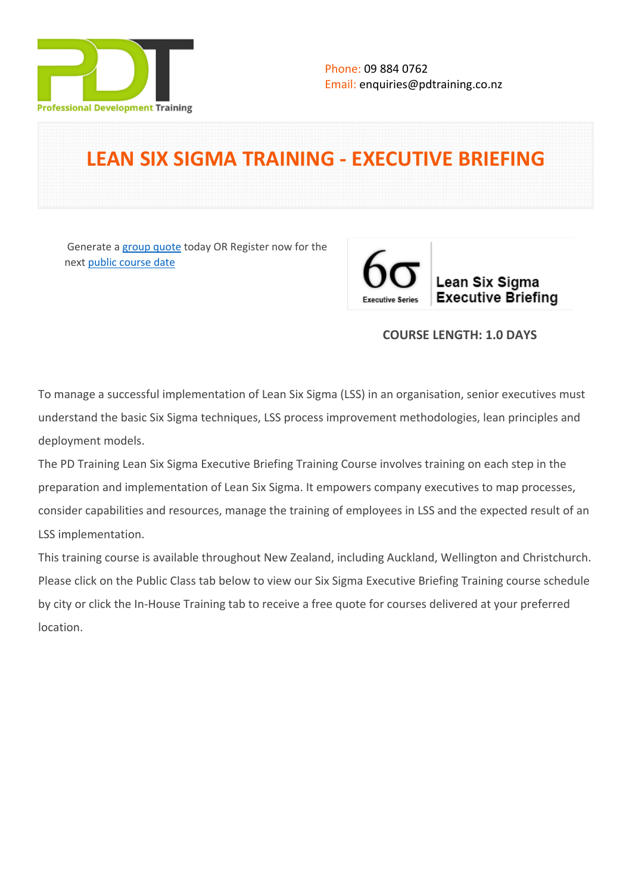Phone: 09 884 0762
Email: enquiries@pdtraining.co.nz

# LEAN SIX SIGMA TRAINING - EXECUTIVE BRIEFING

Generate a group quote today OR Register now for the next public course date

**COURSE LENGTH: 1.0 DAYS**

To manage a successful implementation of Lean Six Sigma (LSS) in an organisation, senior executives must understand the basic Six Sigma techniques, LSS process improvement methodologies, lean principles and deployment models.

The PD Training Lean Six Sigma Executive Briefing Training Course involves training on each step in the preparation and implementation of Lean Six Sigma. It empowers company executives to map processes, consider capabilities and resources, manage the training of employees in LSS and the expected result of an LSS implementation.

This training course is available throughout New Zealand, including Auckland, Wellington and Christchurch. Please click on the Public Class tab below to view our Six Sigma Executive Briefing Training course schedule by city or click the In-House Training tab to receive a free quote for courses delivered at your preferred location.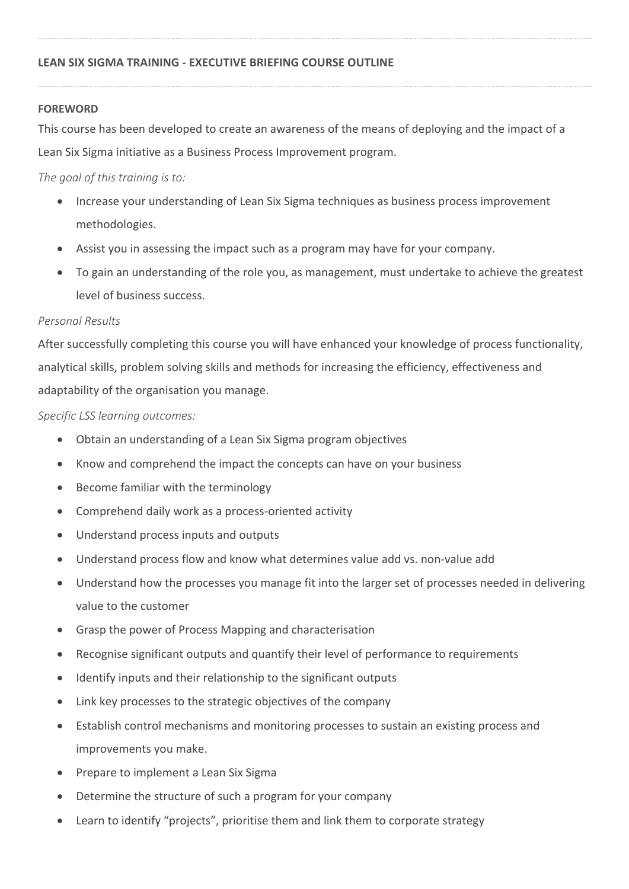## LEAN SIX SIGMA TRAINING - EXECUTIVE BRIEFING COURSE OUTLINE

### FOREWORD

This course has been developed to create an awareness of the means of deploying and the impact of a Lean Six Sigma initiative as a Business Process Improvement program.

*The goal of this training is to:*

- Increase your understanding of Lean Six Sigma techniques as business process improvement methodologies.
- Assist you in assessing the impact such as a program may have for your company.
- To gain an understanding of the role you, as management, must undertake to achieve the greatest level of business success.

*Personal Results*

After successfully completing this course you will have enhanced your knowledge of process functionality, analytical skills, problem solving skills and methods for increasing the efficiency, effectiveness and adaptability of the organisation you manage.

*Specific LSS learning outcomes:*

- Obtain an understanding of a Lean Six Sigma program objectives
- Know and comprehend the impact the concepts can have on your business
- Become familiar with the terminology
- Comprehend daily work as a process-oriented activity
- Understand process inputs and outputs
- Understand process flow and know what determines value add vs. non-value add
- Understand how the processes you manage fit into the larger set of processes needed in delivering value to the customer
- Grasp the power of Process Mapping and characterisation
- Recognise significant outputs and quantify their level of performance to requirements
- Identify inputs and their relationship to the significant outputs
- Link key processes to the strategic objectives of the company
- Establish control mechanisms and monitoring processes to sustain an existing process and improvements you make.
- Prepare to implement a Lean Six Sigma
- Determine the structure of such a program for your company
- Learn to identify "projects", prioritise them and link them to corporate strategy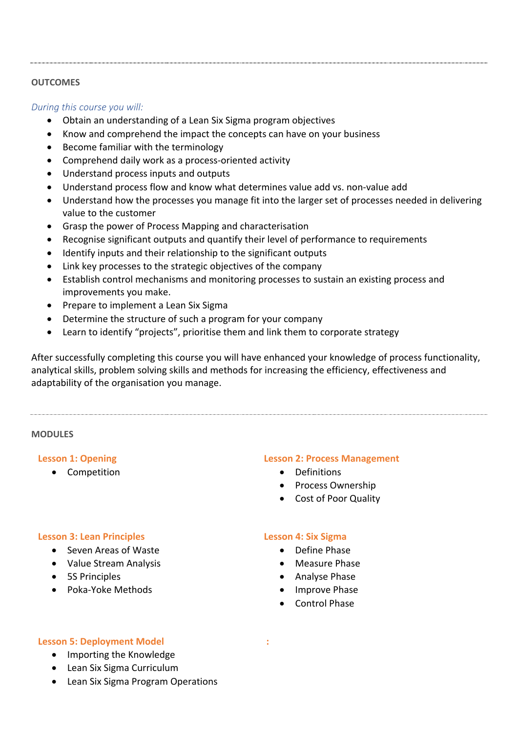## OUTCOMES

*During this course you will:*

- Obtain an understanding of a Lean Six Sigma program objectives
- Know and comprehend the impact the concepts can have on your business
- Become familiar with the terminology
- Comprehend daily work as a process-oriented activity
- Understand process inputs and outputs
- Understand process flow and know what determines value add vs. non-value add
- Understand how the processes you manage fit into the larger set of processes needed in delivering value to the customer
- Grasp the power of Process Mapping and characterisation
- Recognise significant outputs and quantify their level of performance to requirements
- Identify inputs and their relationship to the significant outputs
- Link key processes to the strategic objectives of the company
- Establish control mechanisms and monitoring processes to sustain an existing process and improvements you make.
- Prepare to implement a Lean Six Sigma
- Determine the structure of such a program for your company
- Learn to identify "projects", prioritise them and link them to corporate strategy

After successfully completing this course you will have enhanced your knowledge of process functionality, analytical skills, problem solving skills and methods for increasing the efficiency, effectiveness and adaptability of the organisation you manage.

## MODULES

### Lesson 1: Opening

- Competition

### Lesson 2: Process Management

- Definitions
- Process Ownership
- Cost of Poor Quality

### Lesson 3: Lean Principles

- Seven Areas of Waste
- Value Stream Analysis
- 5S Principles
- Poka-Yoke Methods

### Lesson 4: Six Sigma

- Define Phase
- Measure Phase
- Analyse Phase
- Improve Phase
- Control Phase

### Lesson 5: Deployment Model

- Importing the Knowledge
- Lean Six Sigma Curriculum
- Lean Six Sigma Program Operations

: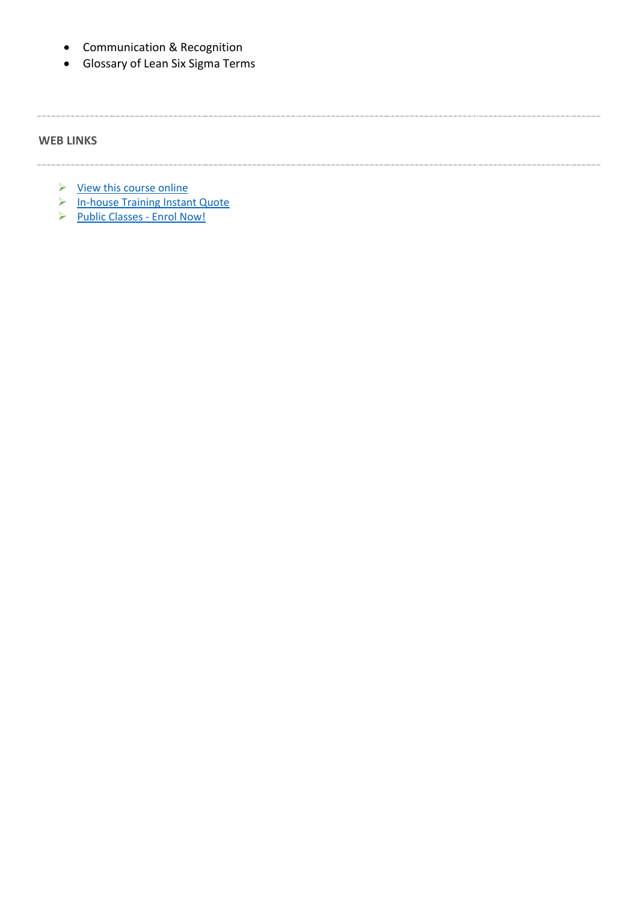- Communication & Recognition
- Glossary of Lean Six Sigma Terms

---

## WEB LINKS

---

- View this course online
- In-house Training Instant Quote
- Public Classes - Enrol Now!